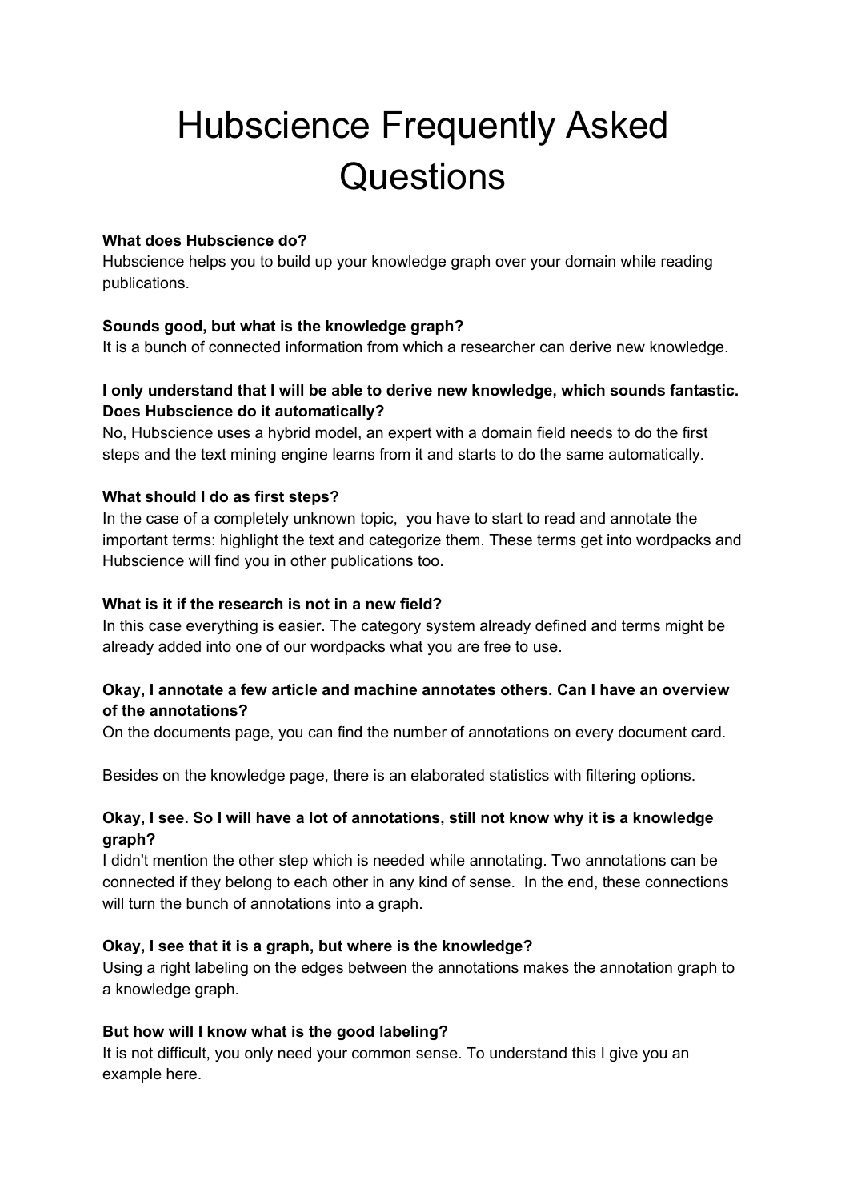# Hubscience Frequently Asked Questions

**What does Hubscience do?**
Hubscience helps you to build up your knowledge graph over your domain while reading publications.

**Sounds good, but what is the knowledge graph?**
It is a bunch of connected information from which a researcher can derive new knowledge.

**I only understand that I will be able to derive new knowledge, which sounds fantastic. Does Hubscience do it automatically?**
No, Hubscience uses a hybrid model, an expert with a domain field needs to do the first steps and the text mining engine learns from it and starts to do the same automatically.

**What should I do as first steps?**
In the case of a completely unknown topic,  you have to start to read and annotate the important terms: highlight the text and categorize them. These terms get into wordpacks and Hubscience will find you in other publications too.

**What is it if the research is not in a new field?**
In this case everything is easier. The category system already defined and terms might be already added into one of our wordpacks what you are free to use.

**Okay, I annotate a few article and machine annotates others. Can I have an overview of the annotations?**
On the documents page, you can find the number of annotations on every document card.

Besides on the knowledge page, there is an elaborated statistics with filtering options.

**Okay, I see. So I will have a lot of annotations, still not know why it is a knowledge graph?**
I didn't mention the other step which is needed while annotating. Two annotations can be connected if they belong to each other in any kind of sense.  In the end, these connections will turn the bunch of annotations into a graph.

**Okay, I see that it is a graph, but where is the knowledge?**
Using a right labeling on the edges between the annotations makes the annotation graph to a knowledge graph.

**But how will I know what is the good labeling?**
It is not difficult, you only need your common sense. To understand this I give you an example here.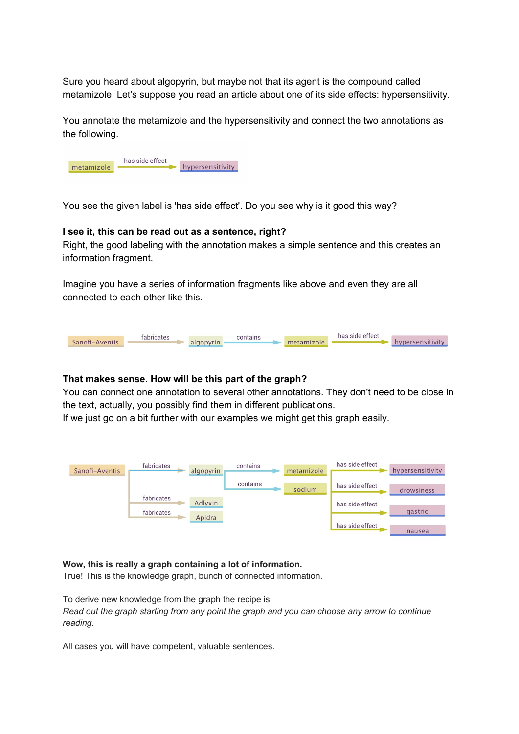Sure you heard about algopyrin, but maybe not that its agent is the compound called metamizole. Let's suppose you read an article about one of its side effects: hypersensitivity.

You annotate the metamizole and the hypersensitivity and connect the two annotations as the following.

metamizole —has side effect→ hypersensitivity

You see the given label is 'has side effect'. Do you see why is it good this way?

**I see it, this can be read out as a sentence, right?**
Right, the good labeling with the annotation makes a simple sentence and this creates an information fragment.

Imagine you have a series of information fragments like above and even they are all connected to each other like this.

Sanofi-Aventis —fabricates→ algopyrin —contains→ metamizole —has side effect→ hypersensitivity

**That makes sense. How will be this part of the graph?**
You can connect one annotation to several other annotations. They don't need to be close in the text, actually, you possibly find them in different publications.
If we just go on a bit further with our examples we might get this graph easily.

Sanofi-Aventis —fabricates→ algopyrin
Sanofi-Aventis —fabricates→ Adlyxin
Sanofi-Aventis —fabricates→ Apidra
algopyrin —contains→ metamizole
algopyrin —contains→ sodium
metamizole —has side effect→ hypersensitivity
metamizole —has side effect→ drowsiness
metamizole —has side effect→ gastric
metamizole —has side effect→ nausea

**Wow, this is really a graph containing a lot of information.**
True! This is the knowledge graph, bunch of connected information.

To derive new knowledge from the graph the recipe is:
*Read out the graph starting from any point the graph and you can choose any arrow to continue reading.*

All cases you will have competent, valuable sentences.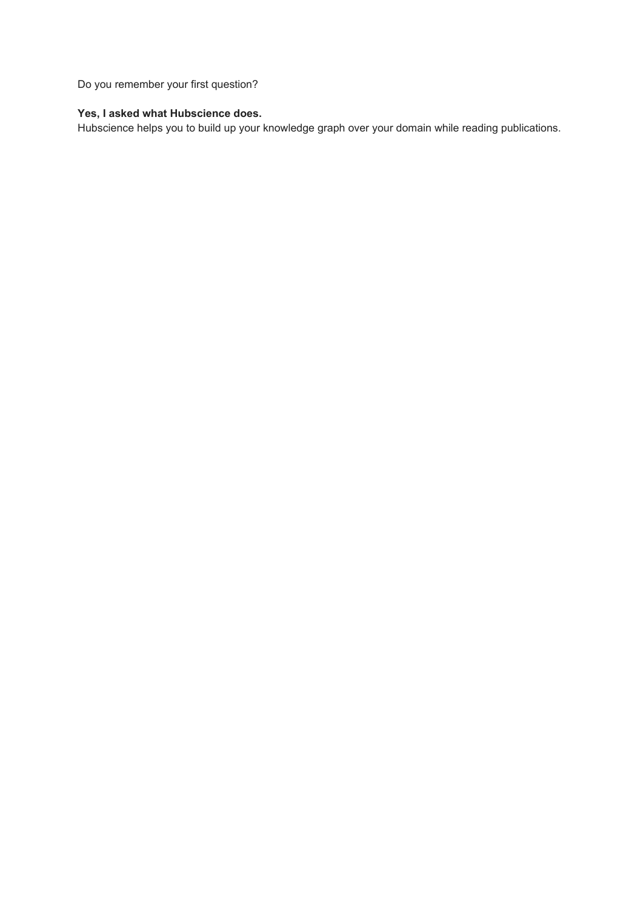Do you remember your first question?

**Yes, I asked what Hubscience does.**
Hubscience helps you to build up your knowledge graph over your domain while reading publications.